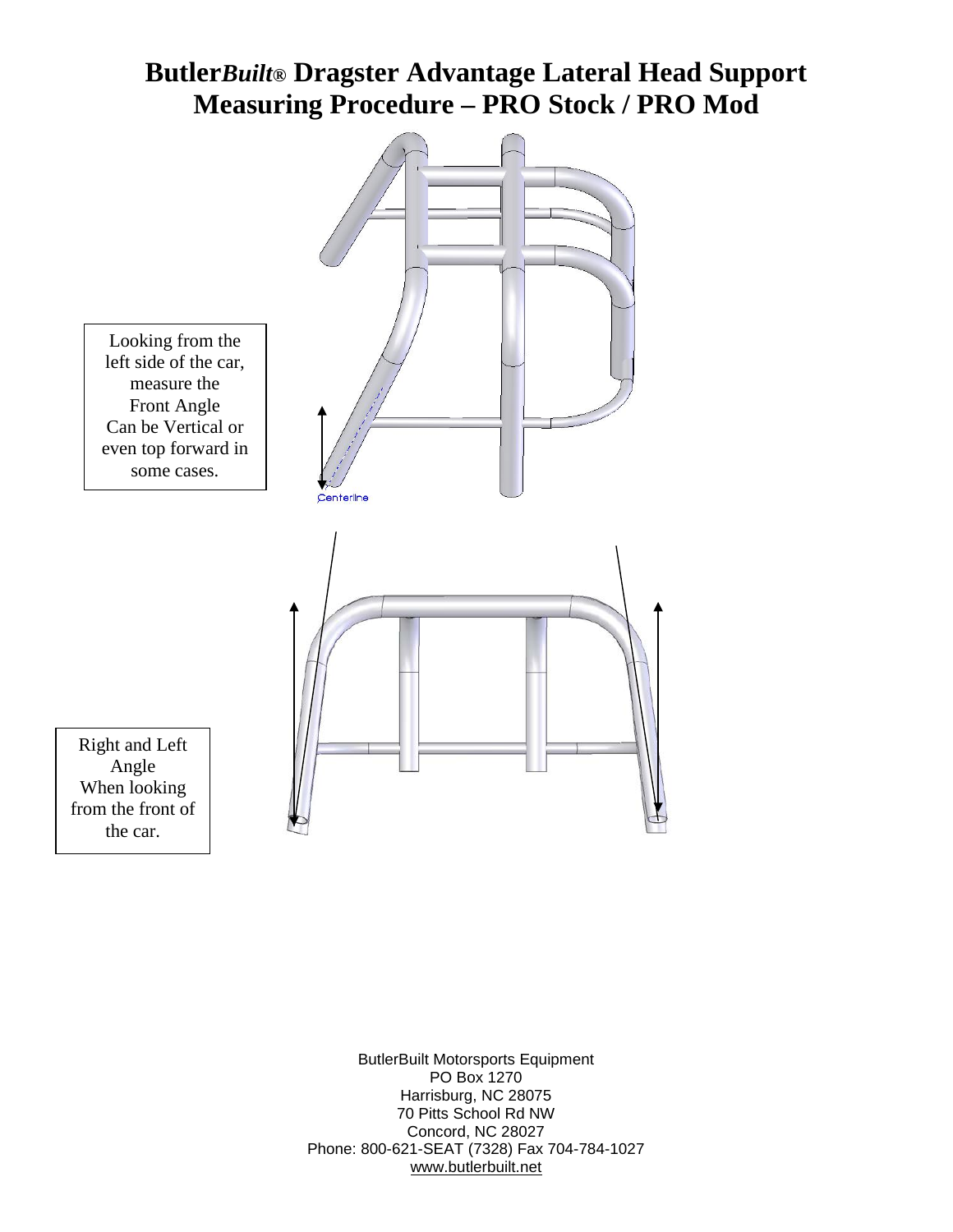# Butler*Built*® Dragster Advantage Lateral Head Support Measuring Procedure – PRO Stock / PRO Mod

Looking from the left side of the car, measure the Front Angle Can be Vertical or even top forward in some cases.

Centerline

Right and Left Angle When looking from the front of the car.

ButlerBuilt Motorsports Equipment
PO Box 1270
Harrisburg, NC 28075
70 Pitts School Rd NW
Concord, NC 28027
Phone: 800-621-SEAT (7328) Fax 704-784-1027
www.butlerbuilt.net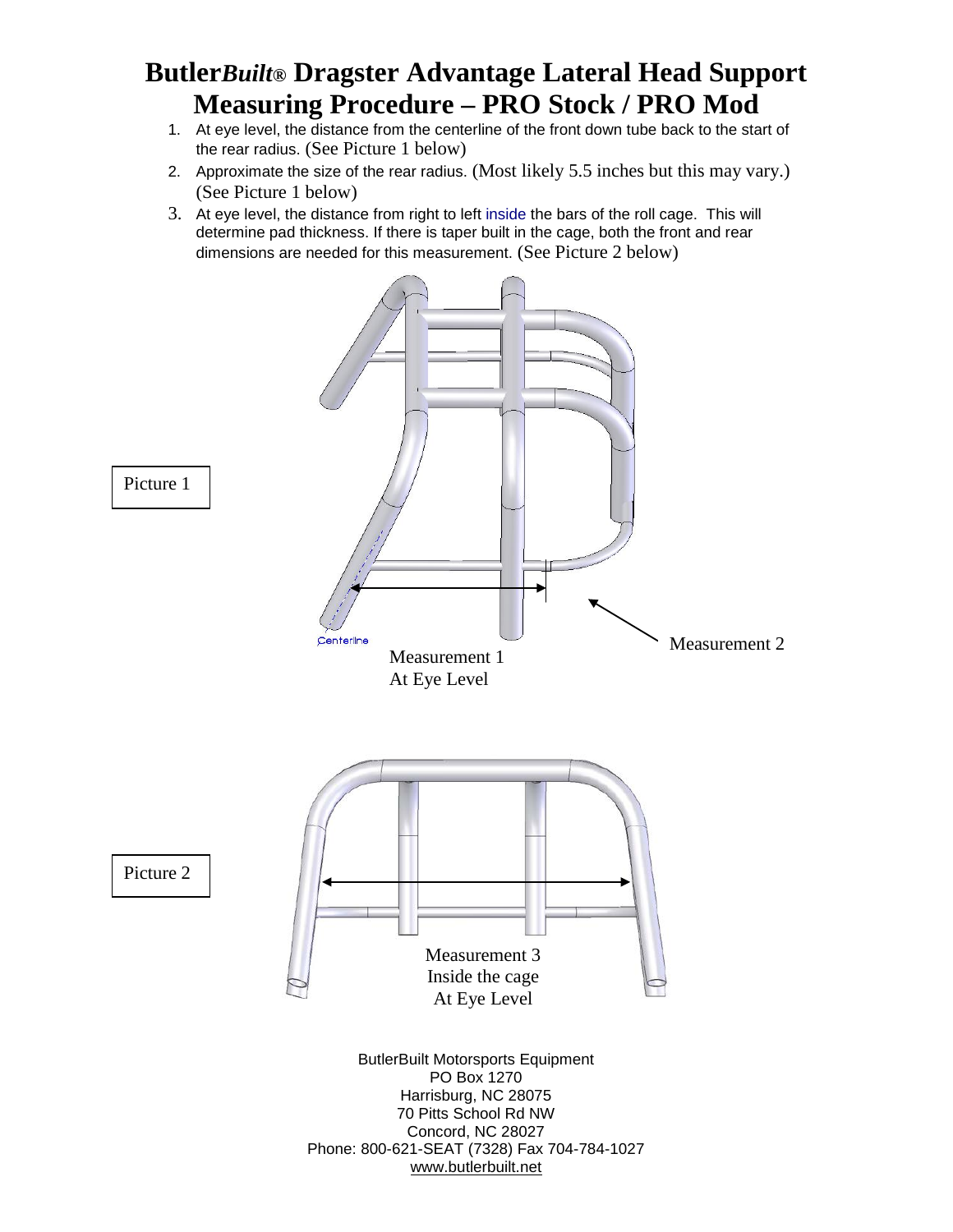# Butler*Built*® Dragster Advantage Lateral Head Support Measuring Procedure – PRO Stock / PRO Mod

1. At eye level, the distance from the centerline of the front down tube back to the start of the rear radius. (See Picture 1 below)
2. Approximate the size of the rear radius. (Most likely 5.5 inches but this may vary.) (See Picture 1 below)
3. At eye level, the distance from right to left inside the bars of the roll cage. This will determine pad thickness. If there is taper built in the cage, both the front and rear dimensions are needed for this measurement. (See Picture 2 below)

Picture 1

Centerline

Measurement 1
At Eye Level

Measurement 2

Picture 2

Measurement 3
Inside the cage
At Eye Level

ButlerBuilt Motorsports Equipment
PO Box 1270
Harrisburg, NC 28075
70 Pitts School Rd NW
Concord, NC 28027
Phone: 800-621-SEAT (7328) Fax 704-784-1027
www.butlerbuilt.net